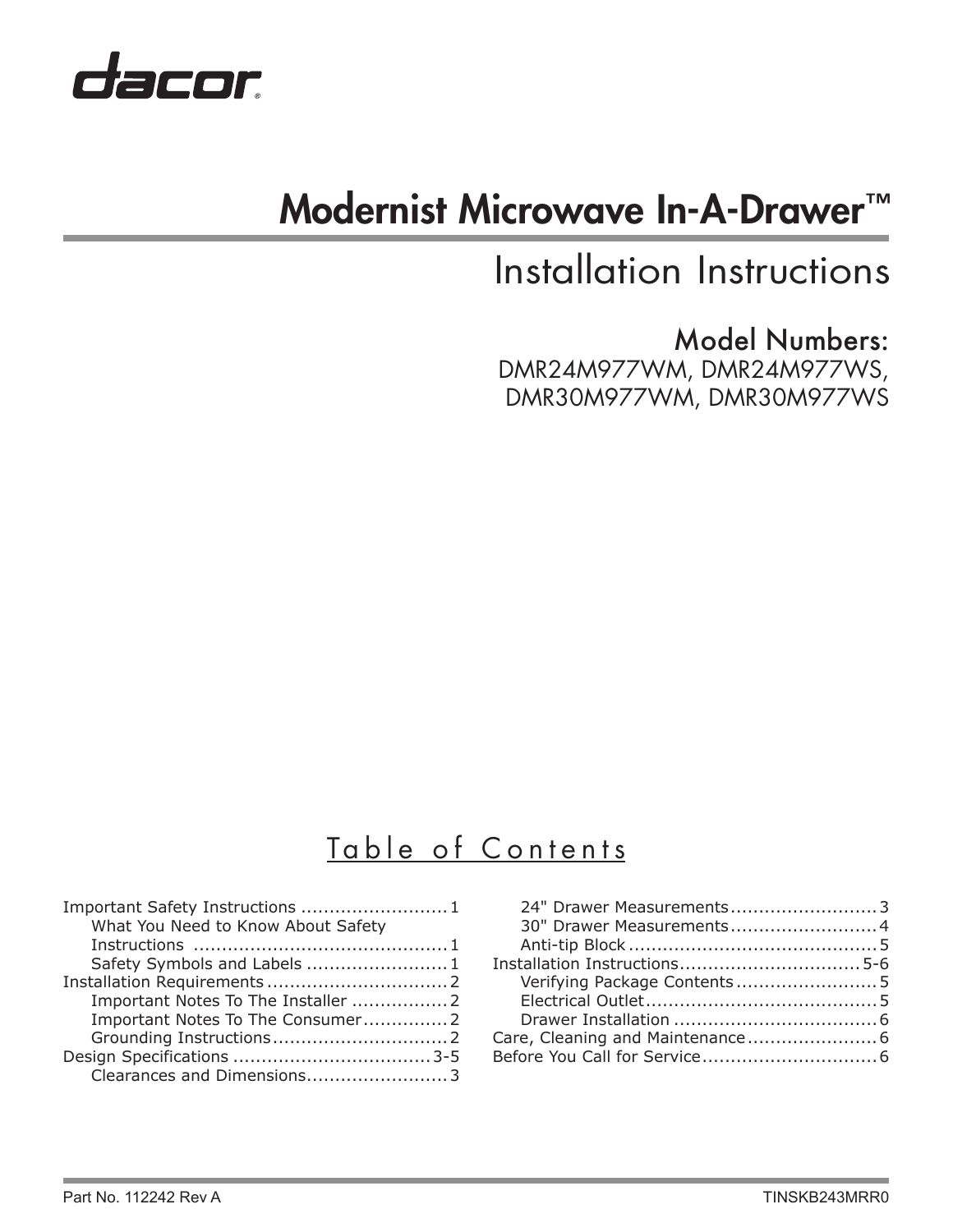dacor

# Modernist Microwave In-A-Drawer™

## Installation Instructions

### Model Numbers:

DMR24M977WM, DMR24M977WS,
DMR30M977WM, DMR30M977WS

## Table of Contents

- Important Safety Instructions .......................... 1
  - What You Need to Know About Safety Instructions .......................... 1
  - Safety Symbols and Labels .......................... 1
- Installation Requirements .......................... 2
  - Important Notes To The Installer .......................... 2
  - Important Notes To The Consumer .......................... 2
  - Grounding Instructions .......................... 2
- Design Specifications .......................... 3-5
  - Clearances and Dimensions .......................... 3
  - 24" Drawer Measurements .......................... 3
  - 30" Drawer Measurements .......................... 4
  - Anti-tip Block .......................... 5
- Installation Instructions .......................... 5-6
  - Verifying Package Contents .......................... 5
  - Electrical Outlet .......................... 5
  - Drawer Installation .......................... 6
- Care, Cleaning and Maintenance .......................... 6
- Before You Call for Service .......................... 6

Part No. 112242 Rev A

TINSKB243MRR0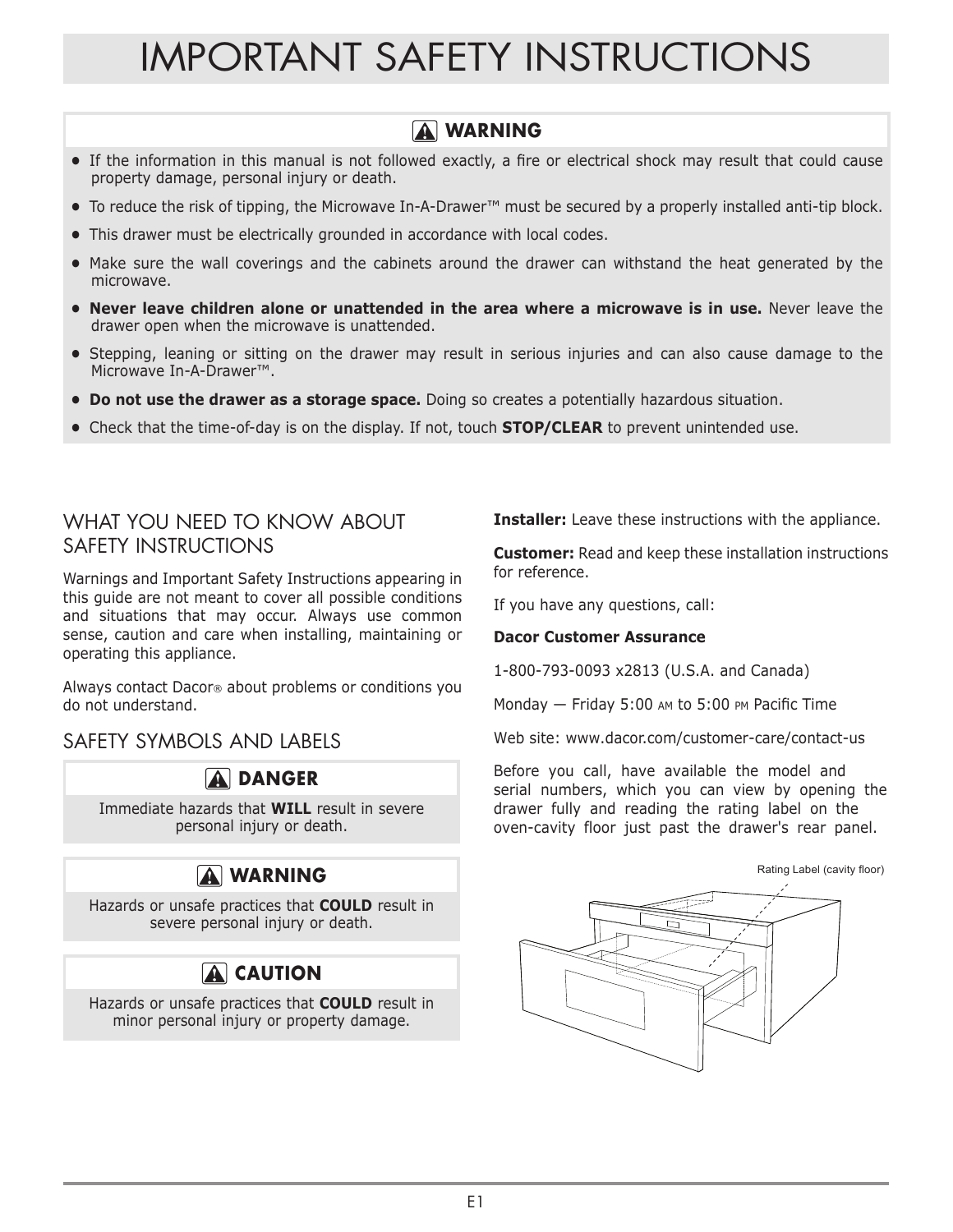# IMPORTANT SAFETY INSTRUCTIONS

**⚠ WARNING**

- If the information in this manual is not followed exactly, a fire or electrical shock may result that could cause property damage, personal injury or death.
- To reduce the risk of tipping, the Microwave In-A-Drawer™ must be secured by a properly installed anti-tip block.
- This drawer must be electrically grounded in accordance with local codes.
- Make sure the wall coverings and the cabinets around the drawer can withstand the heat generated by the microwave.
- **Never leave children alone or unattended in the area where a microwave is in use.** Never leave the drawer open when the microwave is unattended.
- Stepping, leaning or sitting on the drawer may result in serious injuries and can also cause damage to the Microwave In-A-Drawer™.
- **Do not use the drawer as a storage space.** Doing so creates a potentially hazardous situation.
- Check that the time-of-day is on the display. If not, touch **STOP/CLEAR** to prevent unintended use.

## WHAT YOU NEED TO KNOW ABOUT SAFETY INSTRUCTIONS

Warnings and Important Safety Instructions appearing in this guide are not meant to cover all possible conditions and situations that may occur. Always use common sense, caution and care when installing, maintaining or operating this appliance.

Always contact Dacor® about problems or conditions you do not understand.

## SAFETY SYMBOLS AND LABELS

**⚠ DANGER**

Immediate hazards that **WILL** result in severe personal injury or death.

**⚠ WARNING**

Hazards or unsafe practices that **COULD** result in severe personal injury or death.

**⚠ CAUTION**

Hazards or unsafe practices that **COULD** result in minor personal injury or property damage.

**Installer:** Leave these instructions with the appliance.

**Customer:** Read and keep these installation instructions for reference.

If you have any questions, call:

**Dacor Customer Assurance**

1-800-793-0093 x2813 (U.S.A. and Canada)

Monday — Friday 5:00 AM to 5:00 PM Pacific Time

Web site: www.dacor.com/customer-care/contact-us

Before you call, have available the model and serial numbers, which you can view by opening the drawer fully and reading the rating label on the oven-cavity floor just past the drawer's rear panel.

Rating Label (cavity floor)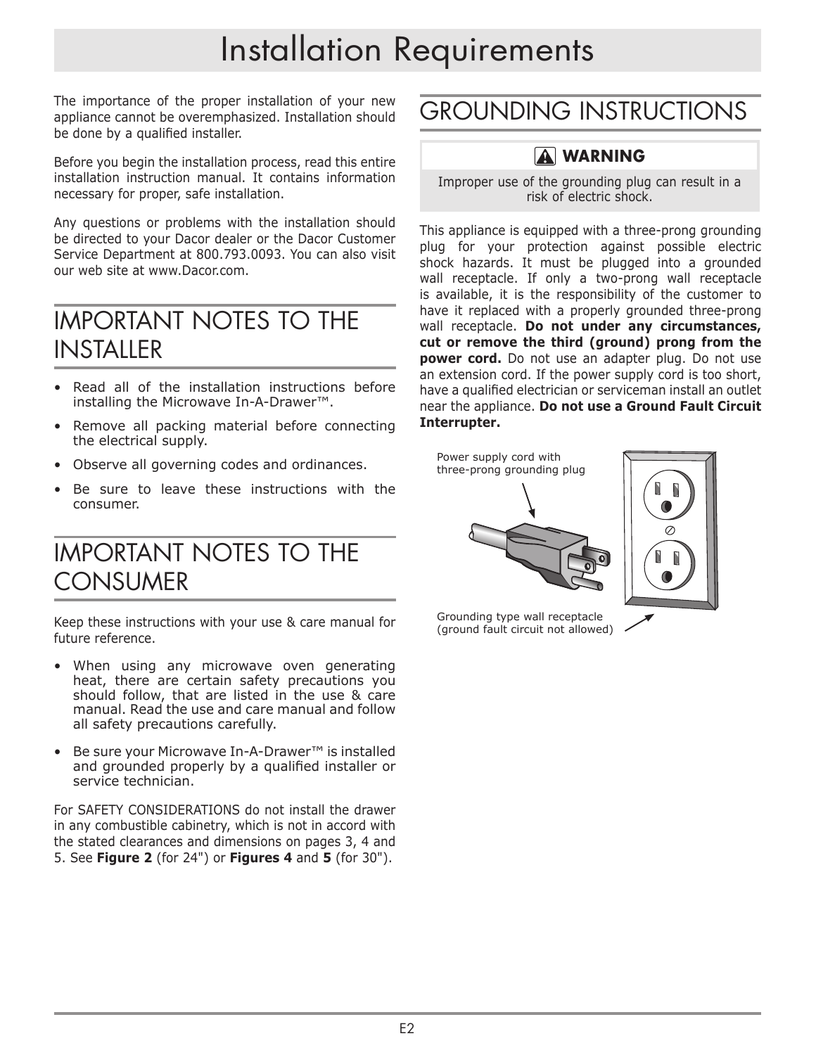# Installation Requirements

The importance of the proper installation of your new appliance cannot be overemphasized. Installation should be done by a qualified installer.

Before you begin the installation process, read this entire installation instruction manual. It contains information necessary for proper, safe installation.

Any questions or problems with the installation should be directed to your Dacor dealer or the Dacor Customer Service Department at 800.793.0093. You can also visit our web site at www.Dacor.com.

## IMPORTANT NOTES TO THE INSTALLER

- Read all of the installation instructions before installing the Microwave In-A-Drawer™.
- Remove all packing material before connecting the electrical supply.
- Observe all governing codes and ordinances.
- Be sure to leave these instructions with the consumer.

## IMPORTANT NOTES TO THE CONSUMER

Keep these instructions with your use & care manual for future reference.

- When using any microwave oven generating heat, there are certain safety precautions you should follow, that are listed in the use & care manual. Read the use and care manual and follow all safety precautions carefully.
- Be sure your Microwave In-A-Drawer™ is installed and grounded properly by a qualified installer or service technician.

For SAFETY CONSIDERATIONS do not install the drawer in any combustible cabinetry, which is not in accord with the stated clearances and dimensions on pages 3, 4 and 5. See **Figure 2** (for 24") or **Figures 4** and **5** (for 30").

## GROUNDING INSTRUCTIONS

**WARNING**

Improper use of the grounding plug can result in a risk of electric shock.

This appliance is equipped with a three-prong grounding plug for your protection against possible electric shock hazards. It must be plugged into a grounded wall receptacle. If only a two-prong wall receptacle is available, it is the responsibility of the customer to have it replaced with a properly grounded three-prong wall receptacle. **Do not under any circumstances, cut or remove the third (ground) prong from the power cord.** Do not use an adapter plug. Do not use an extension cord. If the power supply cord is too short, have a qualified electrician or serviceman install an outlet near the appliance. **Do not use a Ground Fault Circuit Interrupter.**

Power supply cord with three-prong grounding plug

Grounding type wall receptacle (ground fault circuit not allowed)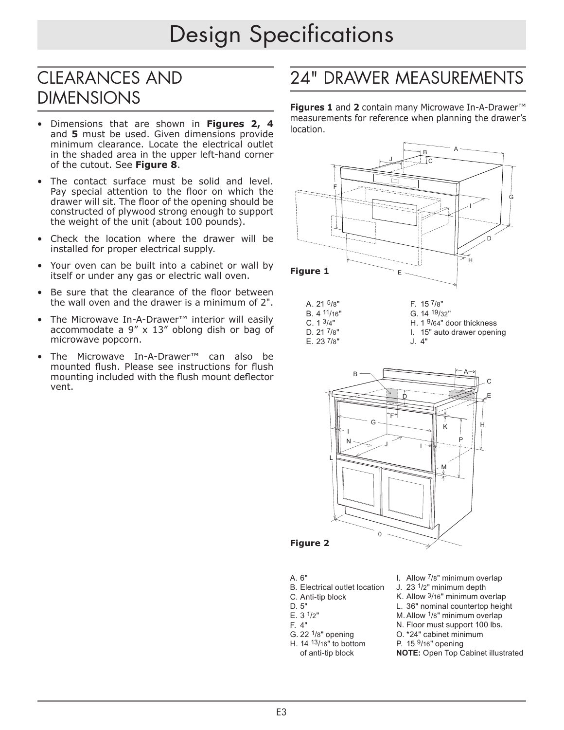# Design Specifications

## CLEARANCES AND DIMENSIONS

- Dimensions that are shown in **Figures 2, 4** and **5** must be used. Given dimensions provide minimum clearance. Locate the electrical outlet in the shaded area in the upper left-hand corner of the cutout. See **Figure 8**.
- The contact surface must be solid and level. Pay special attention to the floor on which the drawer will sit. The floor of the opening should be constructed of plywood strong enough to support the weight of the unit (about 100 pounds).
- Check the location where the drawer will be installed for proper electrical supply.
- Your oven can be built into a cabinet or wall by itself or under any gas or electric wall oven.
- Be sure that the clearance of the floor between the wall oven and the drawer is a minimum of 2".
- The Microwave In-A-Drawer™ interior will easily accommodate a 9” x 13” oblong dish or bag of microwave popcorn.
- The Microwave In-A-Drawer™ can also be mounted flush. Please see instructions for flush mounting included with the flush mount deflector vent.

## 24" DRAWER MEASUREMENTS

**Figures 1** and **2** contain many Microwave In-A-Drawer™ measurements for reference when planning the drawer's location.

**Figure 1**

A. 21 5/8"
B. 4 11/16"
C. 1 3/4"
D. 21 7/8"
E. 23 7/8"
F. 15 7/8"
G. 14 19/32"
H. 1 9/64" door thickness
I. 15" auto drawer opening
J. 4"

**Figure 2**

A. 6"
B. Electrical outlet location
C. Anti-tip block
D. 5"
E. 3 1/2"
F. 4"
G. 22 1/8" opening
H. 14 13/16" to bottom of anti-tip block
I. Allow 7/8" minimum overlap
J. 23 1/2" minimum depth
K. Allow 3/16" minimum overlap
L. 36" nominal countertop height
M. Allow 1/8" minimum overlap
N. Floor must support 100 lbs.
O. *24" cabinet minimum
P. 15 9/16" opening

**NOTE:** Open Top Cabinet illustrated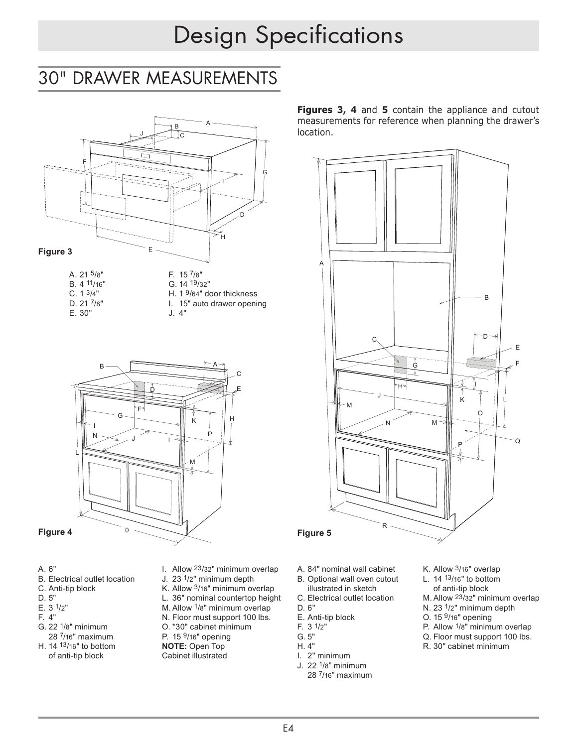# Design Specifications

## 30" DRAWER MEASUREMENTS

**Figures 3, 4** and **5** contain the appliance and cutout measurements for reference when planning the drawer's location.

**Figure 3**

- A. 21 5/8"
- B. 4 11/16"
- C. 1 3/4"
- D. 21 7/8"
- E. 30"
- F. 15 7/8"
- G. 14 19/32"
- H. 1 9/64" door thickness
- I. 15" auto drawer opening
- J. 4"

**Figure 4**

- A. 6"
- B. Electrical outlet location
- C. Anti-tip block
- D. 5"
- E. 3 1/2"
- F. 4"
- G. 22 1/8" minimum
  28 7/16" maximum
- H. 14 13/16" to bottom of anti-tip block
- I. Allow 23/32" minimum overlap
- J. 23 1/2" minimum depth
- K. Allow 3/16" minimum overlap
- L. 36" nominal countertop height
- M. Allow 1/8" minimum overlap
- N. Floor must support 100 lbs.
- O. *30" cabinet minimum
- P. 15 9/16" opening

**NOTE:** Open Top Cabinet illustrated

**Figure 5**

- A. 84" nominal wall cabinet
- B. Optional wall oven cutout illustrated in sketch
- C. Electrical outlet location
- D. 6"
- E. Anti-tip block
- F. 3 1/2"
- G. 5"
- H. 4"
- I. 2" minimum
- J. 22 1/8" minimum
  28 7/16" maximum
- K. Allow 3/16" overlap
- L. 14 13/16" to bottom of anti-tip block
- M. Allow 23/32" minimum overlap
- N. 23 1/2" minimum depth
- O. 15 9/16" opening
- P. Allow 1/8" minimum overlap
- Q. Floor must support 100 lbs.
- R. 30" cabinet minimum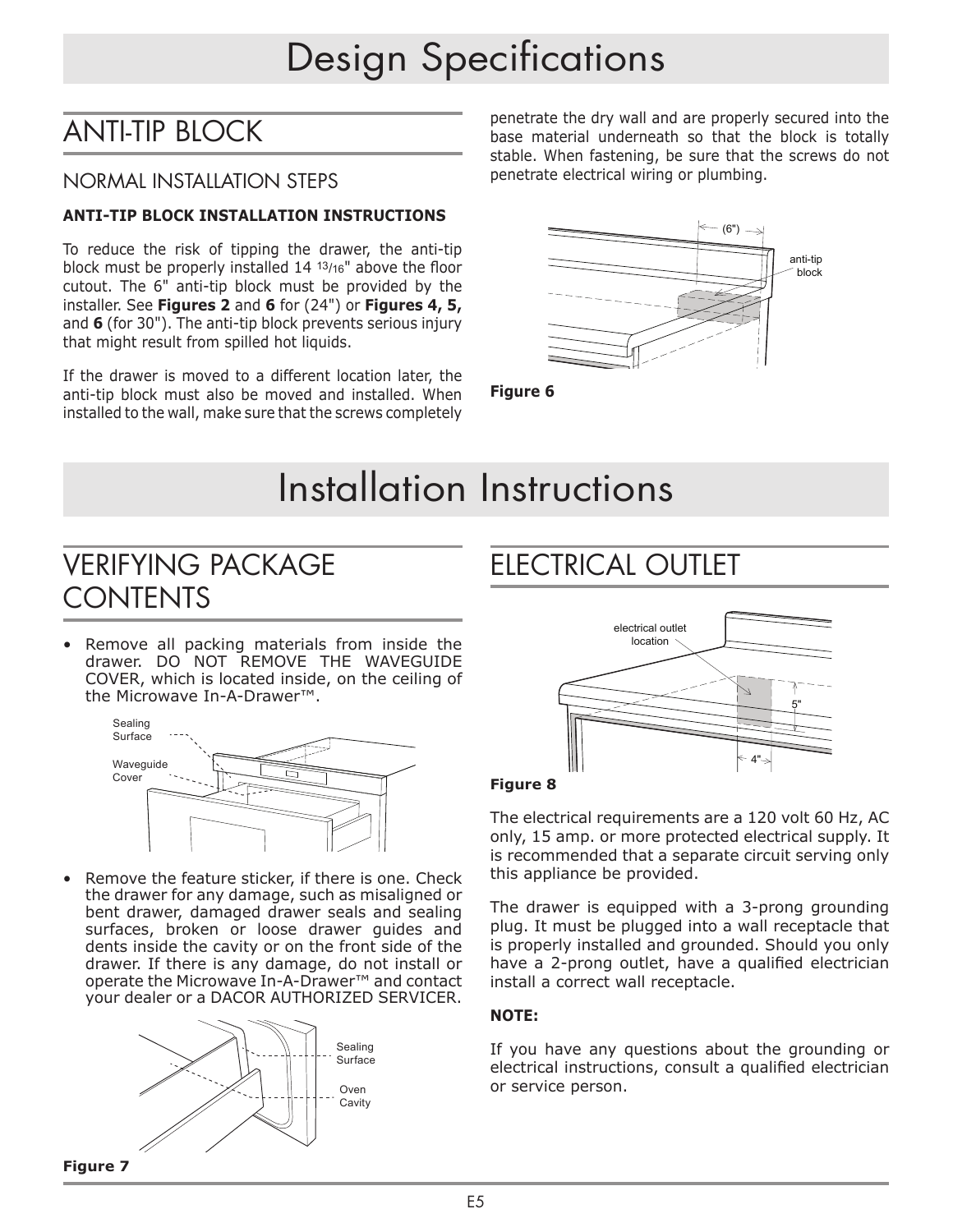# Design Specifications

## ANTI-TIP BLOCK

### NORMAL INSTALLATION STEPS

**ANTI-TIP BLOCK INSTALLATION INSTRUCTIONS**

To reduce the risk of tipping the drawer, the anti-tip block must be properly installed 14 13/16" above the floor cutout. The 6" anti-tip block must be provided by the installer. See **Figures 2** and **6** for (24") or **Figures 4, 5,** and **6** (for 30"). The anti-tip block prevents serious injury that might result from spilled hot liquids.

If the drawer is moved to a different location later, the anti-tip block must also be moved and installed. When installed to the wall, make sure that the screws completely penetrate the dry wall and are properly secured into the base material underneath so that the block is totally stable. When fastening, be sure that the screws do not penetrate electrical wiring or plumbing.

**Figure 6**

# Installation Instructions

## VERIFYING PACKAGE CONTENTS

- Remove all packing materials from inside the drawer. DO NOT REMOVE THE WAVEGUIDE COVER, which is located inside, on the ceiling of the Microwave In-A-Drawer™.

- Remove the feature sticker, if there is one. Check the drawer for any damage, such as misaligned or bent drawer, damaged drawer seals and sealing surfaces, broken or loose drawer guides and dents inside the cavity or on the front side of the drawer. If there is any damage, do not install or operate the Microwave In-A-Drawer™ and contact your dealer or a DACOR AUTHORIZED SERVICER.

**Figure 7**

## ELECTRICAL OUTLET

**Figure 8**

The electrical requirements are a 120 volt 60 Hz, AC only, 15 amp. or more protected electrical supply. It is recommended that a separate circuit serving only this appliance be provided.

The drawer is equipped with a 3-prong grounding plug. It must be plugged into a wall receptacle that is properly installed and grounded. Should you only have a 2-prong outlet, have a qualified electrician install a correct wall receptacle.

**NOTE:**

If you have any questions about the grounding or electrical instructions, consult a qualified electrician or service person.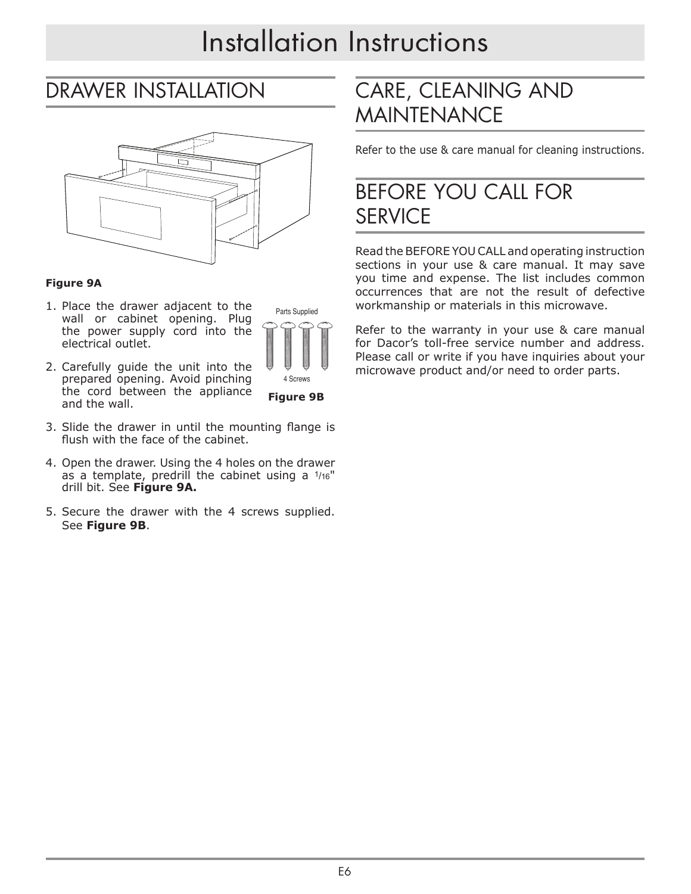# Installation Instructions

## DRAWER INSTALLATION

**Figure 9A**

Parts Supplied

4 Screws

**Figure 9B**

1. Place the drawer adjacent to the wall or cabinet opening. Plug the power supply cord into the electrical outlet.
2. Carefully guide the unit into the prepared opening. Avoid pinching the cord between the appliance and the wall.
3. Slide the drawer in until the mounting flange is flush with the face of the cabinet.
4. Open the drawer. Using the 4 holes on the drawer as a template, predrill the cabinet using a 1/16" drill bit. See **Figure 9A.**
5. Secure the drawer with the 4 screws supplied. See **Figure 9B**.

## CARE, CLEANING AND MAINTENANCE

Refer to the use & care manual for cleaning instructions.

## BEFORE YOU CALL FOR SERVICE

Read the BEFORE YOU CALL and operating instruction sections in your use & care manual. It may save you time and expense. The list includes common occurrences that are not the result of defective workmanship or materials in this microwave.

Refer to the warranty in your use & care manual for Dacor's toll-free service number and address. Please call or write if you have inquiries about your microwave product and/or need to order parts.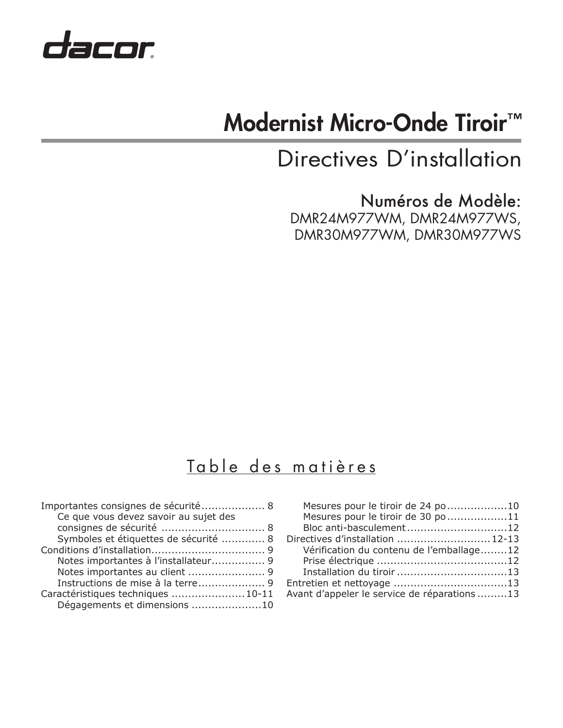dacor

# Modernist Micro-Onde Tiroir™

## Directives D'installation

### Numéros de Modèle:

DMR24M977WM, DMR24M977WS,
DMR30M977WM, DMR30M977WS

## Table des matières

- Importantes consignes de sécurité ................... 8
  - Ce que vous devez savoir au sujet des consignes de sécurité ............................... 8
  - Symboles et étiquettes de sécurité ............. 8
- Conditions d'installation.................................. 9
  - Notes importantes à l'installateur................ 9
  - Notes importantes au client ....................... 9
  - Instructions de mise à la terre.................... 9
- Caractéristiques techniques ......................10-11
  - Dégagements et dimensions .....................10
  - Mesures pour le tiroir de 24 po..................10
  - Mesures pour le tiroir de 30 po..................11
  - Bloc anti-basculement..............................12
- Directives d'installation ............................12-13
  - Vérification du contenu de l'emballage........12
  - Prise électrique .......................................12
  - Installation du tiroir .................................13
- Entretien et nettoyage ..................................13
- Avant d'appeler le service de réparations .........13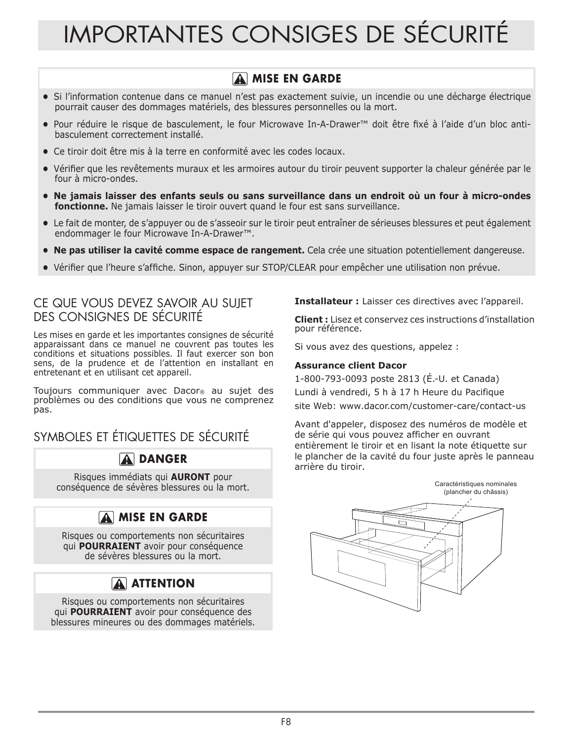# IMPORTANTES CONSIGES DE SÉCURITÉ

## ⚠ MISE EN GARDE

- Si l'information contenue dans ce manuel n'est pas exactement suivie, un incendie ou une décharge électrique pourrait causer des dommages matériels, des blessures personnelles ou la mort.
- Pour réduire le risque de basculement, le four Microwave In-A-Drawer™ doit être fixé à l'aide d'un bloc anti-basculement correctement installé.
- Ce tiroir doit être mis à la terre en conformité avec les codes locaux.
- Vérifier que les revêtements muraux et les armoires autour du tiroir peuvent supporter la chaleur générée par le four à micro-ondes.
- **Ne jamais laisser des enfants seuls ou sans surveillance dans un endroit où un four à micro-ondes fonctionne.** Ne jamais laisser le tiroir ouvert quand le four est sans surveillance.
- Le fait de monter, de s'appuyer ou de s'asseoir sur le tiroir peut entraîner de sérieuses blessures et peut également endommager le four Microwave In-A-Drawer™.
- **Ne pas utiliser la cavité comme espace de rangement.** Cela crée une situation potentiellement dangereuse.
- Vérifier que l'heure s'affiche. Sinon, appuyer sur STOP/CLEAR pour empêcher une utilisation non prévue.

## CE QUE VOUS DEVEZ SAVOIR AU SUJET DES CONSIGNES DE SÉCURITÉ

Les mises en garde et les importantes consignes de sécurité apparaissant dans ce manuel ne couvrent pas toutes les conditions et situations possibles. Il faut exercer son bon sens, de la prudence et de l'attention en installant en entretenant et en utilisant cet appareil.

Toujours communiquer avec Dacor® au sujet des problèmes ou des conditions que vous ne comprenez pas.

## SYMBOLES ET ÉTIQUETTES DE SÉCURITÉ

### ⚠ DANGER

Risques immédiats qui **AURONT** pour conséquence de sévères blessures ou la mort.

### ⚠ MISE EN GARDE

Risques ou comportements non sécuritaires qui **POURRAIENT** avoir pour conséquence de sévères blessures ou la mort.

### ⚠ ATTENTION

Risques ou comportements non sécuritaires qui **POURRAIENT** avoir pour conséquence des blessures mineures ou des dommages matériels.

**Installateur :** Laisser ces directives avec l'appareil.

**Client :** Lisez et conservez ces instructions d'installation pour référence.

Si vous avez des questions, appelez :

**Assurance client Dacor**

1-800-793-0093 poste 2813 (É.-U. et Canada)

Lundi à vendredi, 5 h à 17 h Heure du Pacifique

site Web: www.dacor.com/customer-care/contact-us

Avant d'appeler, disposez des numéros de modèle et de série qui vous pouvez afficher en ouvrant entièrement le tiroir et en lisant la note étiquette sur le plancher de la cavité du four juste après le panneau arrière du tiroir.

Caractéristiques nominales (plancher du châssis)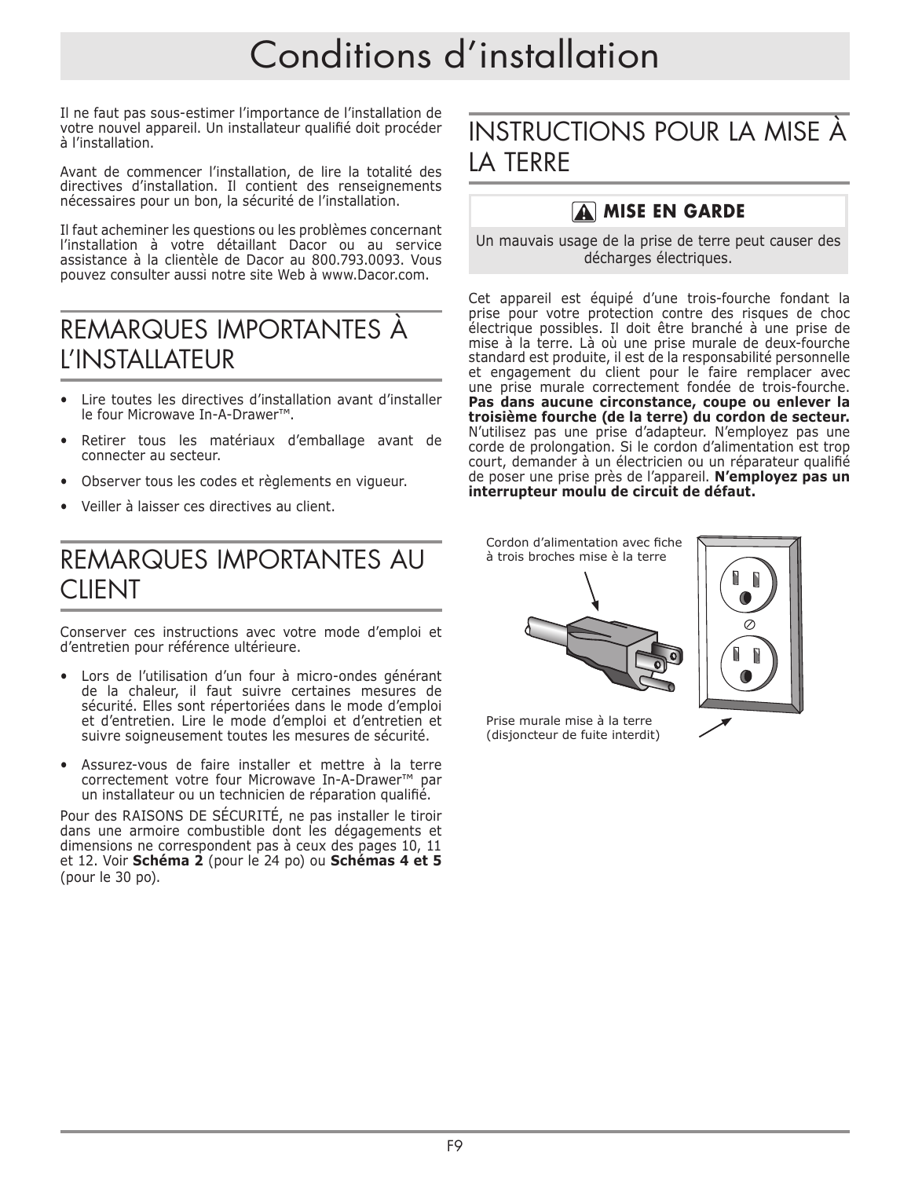# Conditions d'installation

Il ne faut pas sous-estimer l'importance de l'installation de votre nouvel appareil. Un installateur qualifié doit procéder à l'installation.

Avant de commencer l'installation, de lire la totalité des directives d'installation. Il contient des renseignements nécessaires pour un bon, la sécurité de l'installation.

Il faut acheminer les questions ou les problèmes concernant l'installation à votre détaillant Dacor ou au service assistance à la clientèle de Dacor au 800.793.0093. Vous pouvez consulter aussi notre site Web à www.Dacor.com.

## REMARQUES IMPORTANTES À L'INSTALLATEUR

- Lire toutes les directives d'installation avant d'installer le four Microwave In-A-Drawer™.
- Retirer tous les matériaux d'emballage avant de connecter au secteur.
- Observer tous les codes et règlements en vigueur.
- Veiller à laisser ces directives au client.

## REMARQUES IMPORTANTES AU CLIENT

Conserver ces instructions avec votre mode d'emploi et d'entretien pour référence ultérieure.

- Lors de l'utilisation d'un four à micro-ondes générant de la chaleur, il faut suivre certaines mesures de sécurité. Elles sont répertoriées dans le mode d'emploi et d'entretien. Lire le mode d'emploi et d'entretien et suivre soigneusement toutes les mesures de sécurité.
- Assurez-vous de faire installer et mettre à la terre correctement votre four Microwave In-A-Drawer™ par un installateur ou un technicien de réparation qualifié.

Pour des RAISONS DE SÉCURITÉ, ne pas installer le tiroir dans une armoire combustible dont les dégagements et dimensions ne correspondent pas à ceux des pages 10, 11 et 12. Voir **Schéma 2** (pour le 24 po) ou **Schémas 4 et 5** (pour le 30 po).

## INSTRUCTIONS POUR LA MISE À LA TERRE

**MISE EN GARDE**

Un mauvais usage de la prise de terre peut causer des décharges électriques.

Cet appareil est équipé d'une trois-fourche fondant la prise pour votre protection contre des risques de choc électrique possibles. Il doit être branché à une prise de mise à la terre. Là où une prise murale de deux-fourche standard est produite, il est de la responsabilité personnelle et engagement du client pour le faire remplacer avec une prise murale correctement fondée de trois-fourche. **Pas dans aucune circonstance, coupe ou enlever la troisième fourche (de la terre) du cordon de secteur.** N'utilisez pas une prise d'adapteur. N'employez pas une corde de prolongation. Si le cordon d'alimentation est trop court, demander à un électricien ou un réparateur qualifié de poser une prise près de l'appareil. **N'employez pas un interrupteur moulu de circuit de défaut.**

Cordon d'alimentation avec fiche à trois broches mise è la terre

Prise murale mise à la terre (disjoncteur de fuite interdit)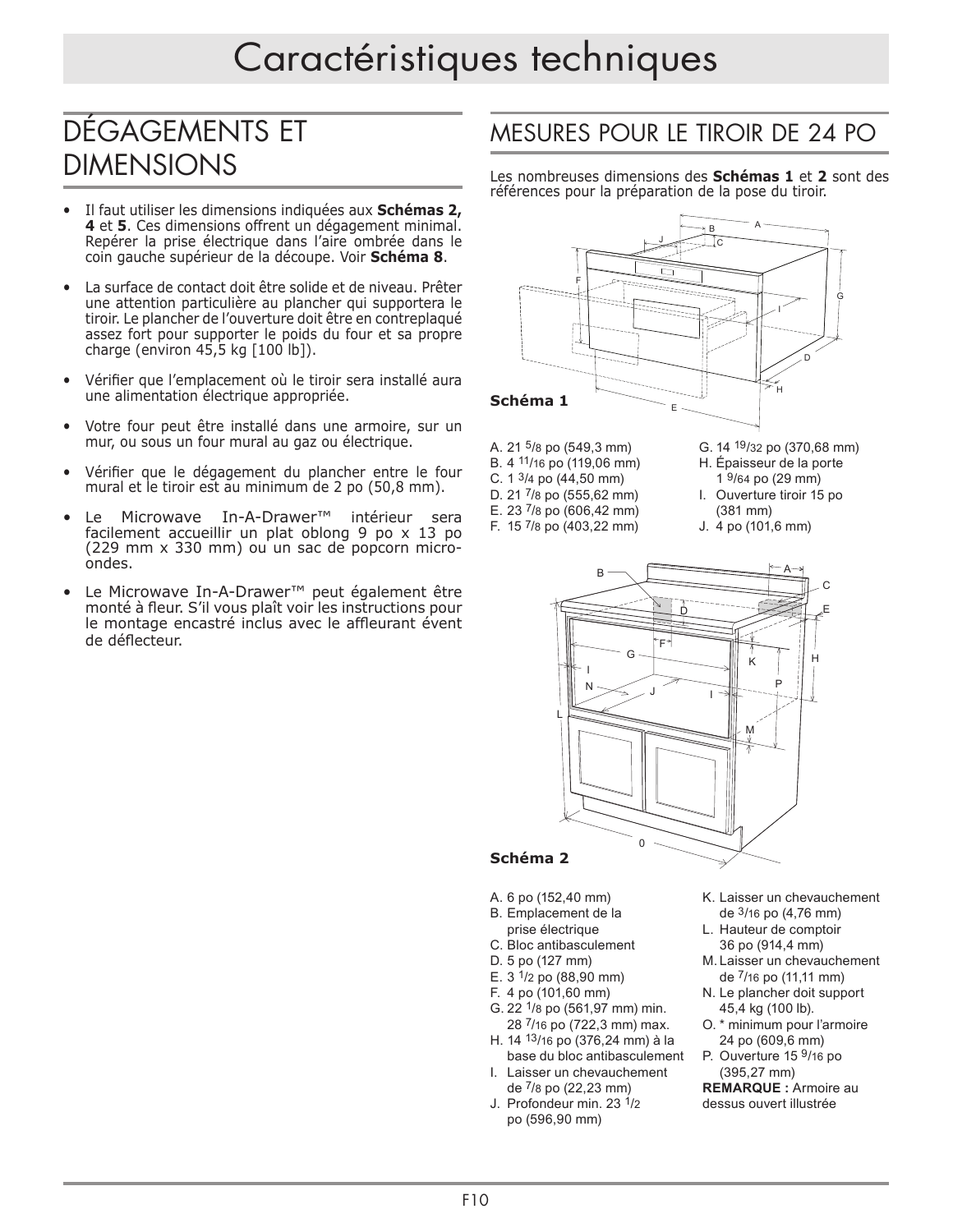# Caractéristiques techniques

## DÉGAGEMENTS ET DIMENSIONS

- Il faut utiliser les dimensions indiquées aux **Schémas 2, 4** et **5**. Ces dimensions offrent un dégagement minimal. Repérer la prise électrique dans l'aire ombrée dans le coin gauche supérieur de la découpe. Voir **Schéma 8**.
- La surface de contact doit être solide et de niveau. Prêter une attention particulière au plancher qui supportera le tiroir. Le plancher de l'ouverture doit être en contreplaqué assez fort pour supporter le poids du four et sa propre charge (environ 45,5 kg [100 lb]).
- Vérifier que l'emplacement où le tiroir sera installé aura une alimentation électrique appropriée.
- Votre four peut être installé dans une armoire, sur un mur, ou sous un four mural au gaz ou électrique.
- Vérifier que le dégagement du plancher entre le four mural et le tiroir est au minimum de 2 po (50,8 mm).
- Le Microwave In-A-Drawer™ intérieur sera facilement accueillir un plat oblong 9 po x 13 po (229 mm x 330 mm) ou un sac de popcorn micro-ondes.
- Le Microwave In-A-Drawer™ peut également être monté à fleur. S'il vous plaît voir les instructions pour le montage encastré inclus avec le affleurant évent de déflecteur.

## MESURES POUR LE TIROIR DE 24 PO

Les nombreuses dimensions des **Schémas 1** et **2** sont des références pour la préparation de la pose du tiroir.

**Schéma 1**

A. 21 5/8 po (549,3 mm)
B. 4 11/16 po (119,06 mm)
C. 1 3/4 po (44,50 mm)
D. 21 7/8 po (555,62 mm)
E. 23 7/8 po (606,42 mm)
F. 15 7/8 po (403,22 mm)
G. 14 19/32 po (370,68 mm)
H. Épaisseur de la porte 1 9/64 po (29 mm)
I. Ouverture tiroir 15 po (381 mm)
J. 4 po (101,6 mm)

**Schéma 2**

A. 6 po (152,40 mm)
B. Emplacement de la prise électrique
C. Bloc antibasculement
D. 5 po (127 mm)
E. 3 1/2 po (88,90 mm)
F. 4 po (101,60 mm)
G. 22 1/8 po (561,97 mm) min. 28 7/16 po (722,3 mm) max.
H. 14 13/16 po (376,24 mm) à la base du bloc antibasculement
I. Laisser un chevauchement de 7/8 po (22,23 mm)
J. Profondeur min. 23 1/2 po (596,90 mm)
K. Laisser un chevauchement de 3/16 po (4,76 mm)
L. Hauteur de comptoir 36 po (914,4 mm)
M. Laisser un chevauchement de 7/16 po (11,11 mm)
N. Le plancher doit support 45,4 kg (100 lb).
O. * minimum pour l'armoire 24 po (609,6 mm)
P. Ouverture 15 9/16 po (395,27 mm)

**REMARQUE :** Armoire au dessus ouvert illustrée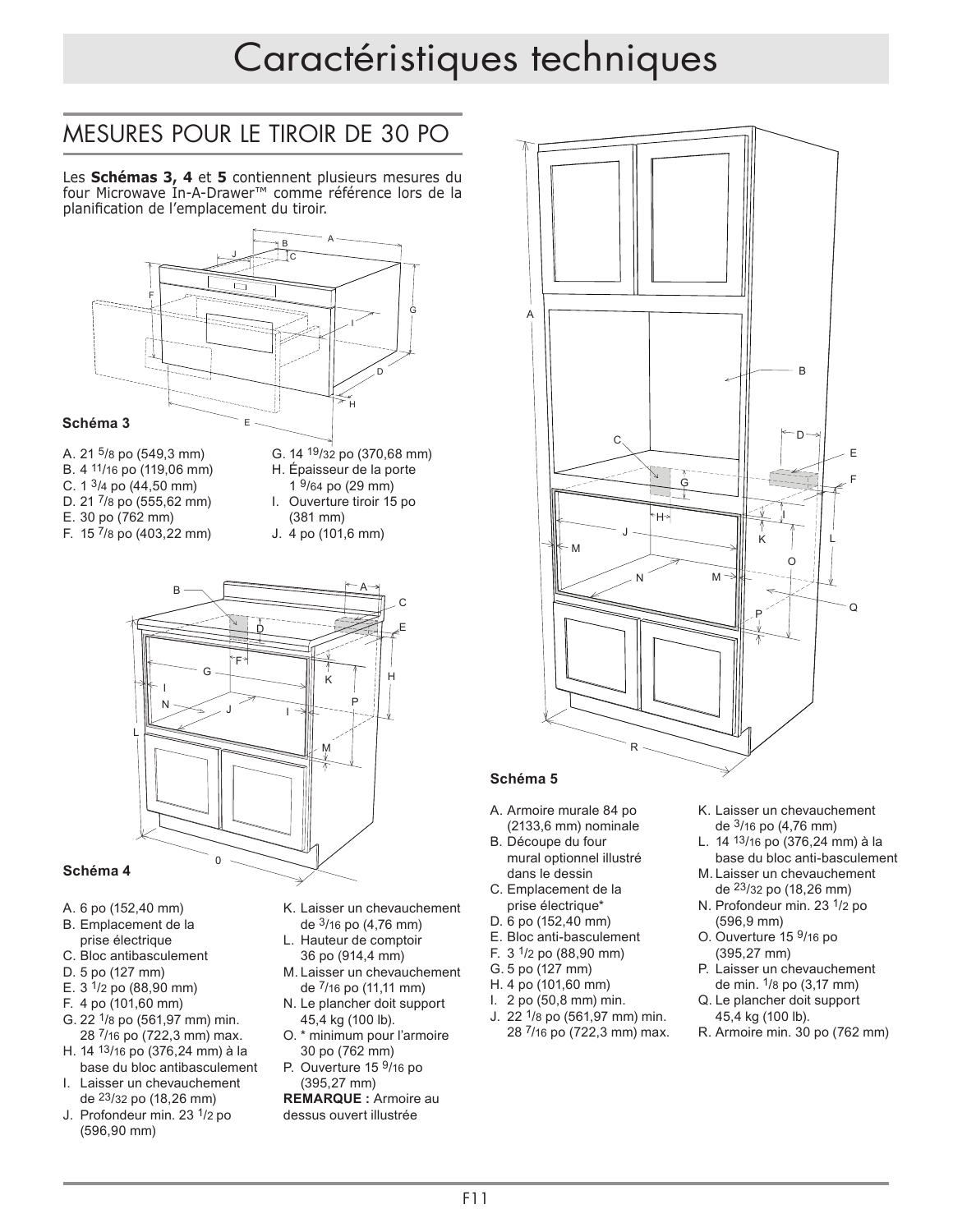# Caractéristiques techniques

## MESURES POUR LE TIROIR DE 30 PO

Les **Schémas 3, 4** et **5** contiennent plusieurs mesures du four Microwave In-A-Drawer™ comme référence lors de la planification de l'emplacement du tiroir.

**Schéma 3**

- A. 21 5/8 po (549,3 mm)
- B. 4 11/16 po (119,06 mm)
- C. 1 3/4 po (44,50 mm)
- D. 21 7/8 po (555,62 mm)
- E. 30 po (762 mm)
- F. 15 7/8 po (403,22 mm)
- G. 14 19/32 po (370,68 mm)
- H. Épaisseur de la porte 1 9/64 po (29 mm)
- I. Ouverture tiroir 15 po (381 mm)
- J. 4 po (101,6 mm)

**Schéma 4**

- A. 6 po (152,40 mm)
- B. Emplacement de la prise électrique
- C. Bloc antibasculement
- D. 5 po (127 mm)
- E. 3 1/2 po (88,90 mm)
- F. 4 po (101,60 mm)
- G. 22 1/8 po (561,97 mm) min. 28 7/16 po (722,3 mm) max.
- H. 14 13/16 po (376,24 mm) à la base du bloc antibasculement
- I. Laisser un chevauchement de 23/32 po (18,26 mm)
- J. Profondeur min. 23 1/2 po (596,90 mm)
- K. Laisser un chevauchement de 3/16 po (4,76 mm)
- L. Hauteur de comptoir 36 po (914,4 mm)
- M. Laisser un chevauchement de 7/16 po (11,11 mm)
- N. Le plancher doit support 45,4 kg (100 lb).
- O. * minimum pour l'armoire 30 po (762 mm)
- P. Ouverture 15 9/16 po (395,27 mm)

**REMARQUE :** Armoire au dessus ouvert illustrée

**Schéma 5**

- A. Armoire murale 84 po (2133,6 mm) nominale
- B. Découpe du four mural optionnel illustré dans le dessin
- C. Emplacement de la prise électrique*
- D. 6 po (152,40 mm)
- E. Bloc anti-basculement
- F. 3 1/2 po (88,90 mm)
- G. 5 po (127 mm)
- H. 4 po (101,60 mm)
- I. 2 po (50,8 mm) min.
- J. 22 1/8 po (561,97 mm) min. 28 7/16 po (722,3 mm) max.
- K. Laisser un chevauchement de 3/16 po (4,76 mm)
- L. 14 13/16 po (376,24 mm) à la base du bloc anti-basculement
- M. Laisser un chevauchement de 23/32 po (18,26 mm)
- N. Profondeur min. 23 1/2 po (596,9 mm)
- O. Ouverture 15 9/16 po (395,27 mm)
- P. Laisser un chevauchement de min. 1/8 po (3,17 mm)
- Q. Le plancher doit support 45,4 kg (100 lb).
- R. Armoire min. 30 po (762 mm)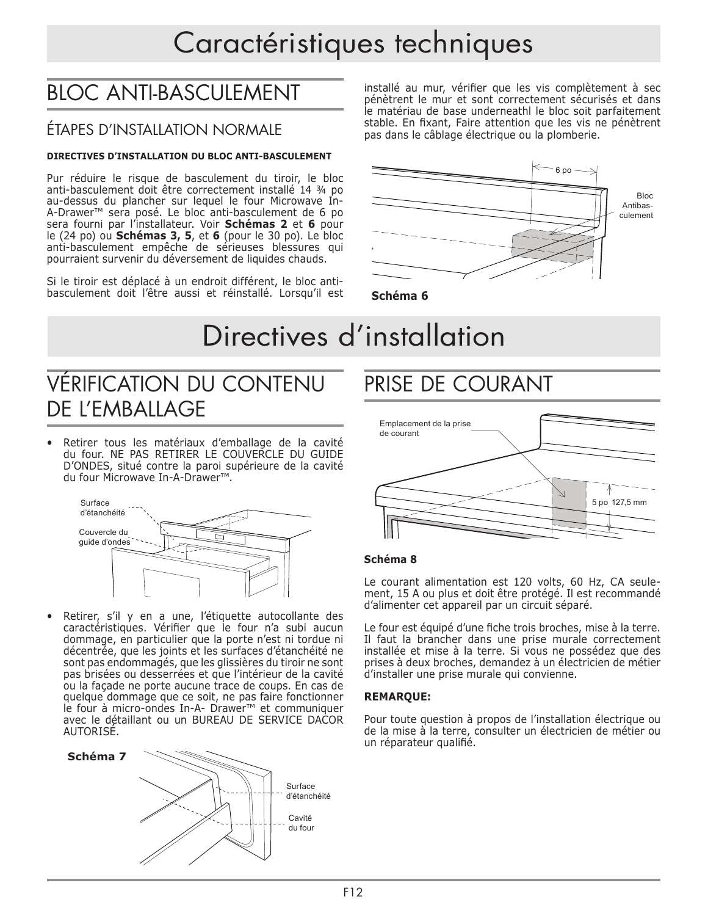# Caractéristiques techniques

## BLOC ANTI-BASCULEMENT

### ÉTAPES D'INSTALLATION NORMALE

**DIRECTIVES D'INSTALLATION DU BLOC ANTI-BASCULEMENT**

Pur réduire le risque de basculement du tiroir, le bloc anti-basculement doit être correctement installé 14 ¾ po au-dessus du plancher sur lequel le four Microwave In-A-Drawer™ sera posé. Le bloc anti-basculement de 6 po sera fourni par l'installateur. Voir **Schémas 2** et **6** pour le (24 po) ou **Schémas 3, 5**, et **6** (pour le 30 po). Le bloc anti-basculement empêche de sérieuses blessures qui pourraient survenir du déversement de liquides chauds.

Si le tiroir est déplacé à un endroit différent, le bloc anti-basculement doit l'être aussi et réinstallé. Lorsqu'il est installé au mur, vérifier que les vis complètement à sec pénètrent le mur et sont correctement sécurisés et dans le matériau de base underneathl le bloc soit parfaitement stable. En fixant, Faire attention que les vis ne pénètrent pas dans le câblage électrique ou la plomberie.

6 po

Bloc Antibas-culement

**Schéma 6**

# Directives d'installation

## VÉRIFICATION DU CONTENU DE L'EMBALLAGE

- Retirer tous les matériaux d'emballage de la cavité du four. NE PAS RETIRER LE COUVERCLE DU GUIDE D'ONDES, situé contre la paroi supérieure de la cavité du four Microwave In-A-Drawer™.

Surface d'étanchéité

Couvercle du guide d'ondes

- Retirer, s'il y en a une, l'étiquette autocollante des caractéristiques. Vérifier que le four n'a subi aucun dommage, en particulier que la porte n'est ni tordue ni décentrée, que les joints et les surfaces d'étanchéité ne sont pas endommagés, que les glissières du tiroir ne sont pas brisées ou desserrées et que l'intérieur de la cavité ou la façade ne porte aucune trace de coups. En cas de quelque dommage que ce soit, ne pas faire fonctionner le four à micro-ondes In-A- Drawer™ et communiquer avec le détaillant ou un BUREAU DE SERVICE DACOR AUTORISÉ.

**Schéma 7**

Surface d'étanchéité

Cavité du four

## PRISE DE COURANT

Emplacement de la prise de courant

5 po 127,5 mm

**Schéma 8**

Le courant alimentation est 120 volts, 60 Hz, CA seulement, 15 A ou plus et doit être protégé. Il est recommandé d'alimenter cet appareil par un circuit séparé.

Le four est équipé d'une fiche trois broches, mise à la terre. Il faut la brancher dans une prise murale correctement installée et mise à la terre. Si vous ne possédez que des prises à deux broches, demandez à un électricien de métier d'installer une prise murale qui convienne.

**REMARQUE:**

Pour toute question à propos de l'installation électrique ou de la mise à la terre, consulter un électricien de métier ou un réparateur qualifié.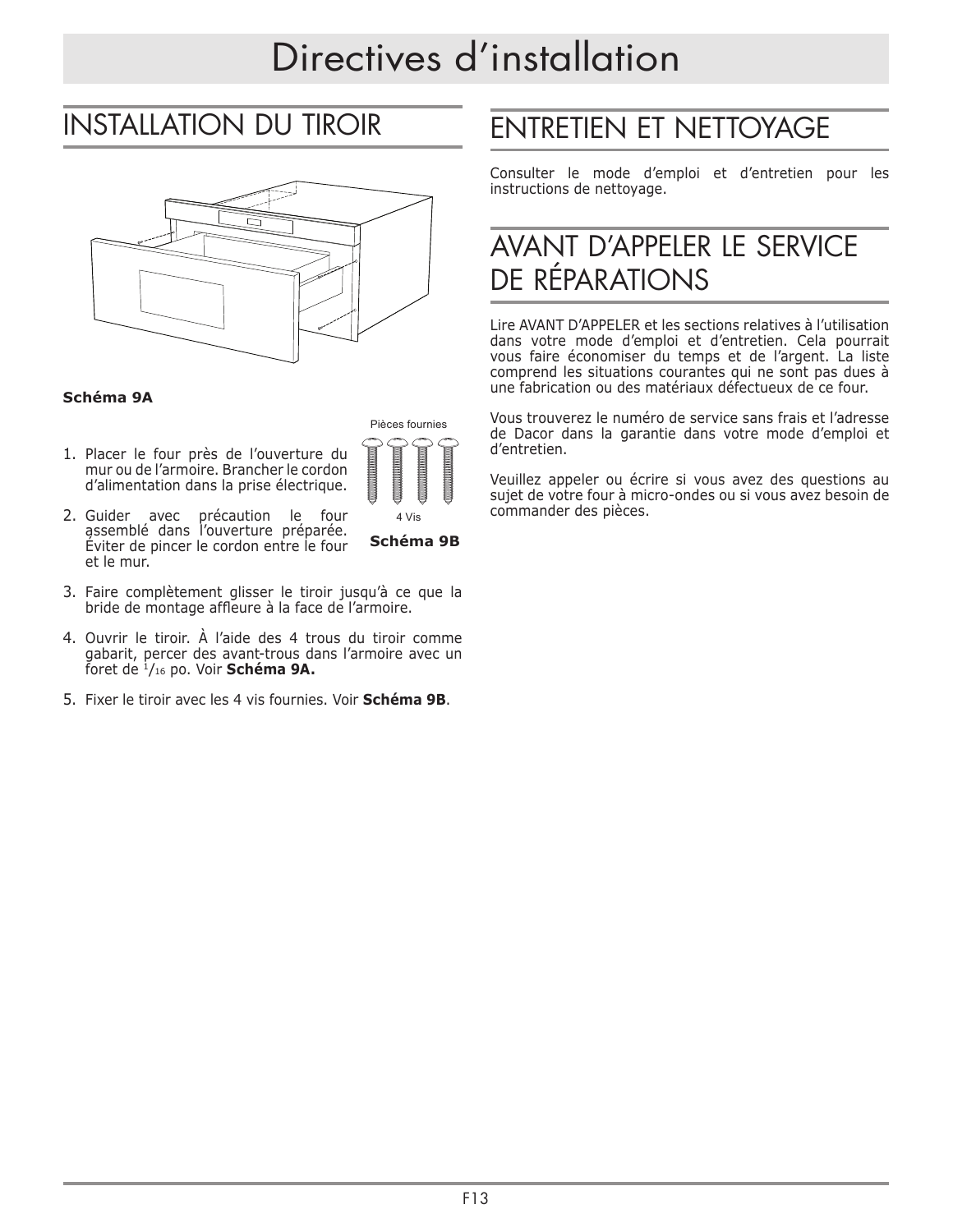# Directives d'installation

## INSTALLATION DU TIROIR

**Schéma 9A**

Pièces fournies

4 Vis

**Schéma 9B**

1. Placer le four près de l'ouverture du mur ou de l'armoire. Brancher le cordon d'alimentation dans la prise électrique.
2. Guider avec précaution le four assemblé dans l'ouverture préparée. Éviter de pincer le cordon entre le four et le mur.
3. Faire complètement glisser le tiroir jusqu'à ce que la bride de montage affleure à la face de l'armoire.
4. Ouvrir le tiroir. À l'aide des 4 trous du tiroir comme gabarit, percer des avant-trous dans l'armoire avec un foret de $^{1}/_{16}$ po. Voir **Schéma 9A.**
5. Fixer le tiroir avec les 4 vis fournies. Voir **Schéma 9B**.

## ENTRETIEN ET NETTOYAGE

Consulter le mode d'emploi et d'entretien pour les instructions de nettoyage.

## AVANT D'APPELER LE SERVICE DE RÉPARATIONS

Lire AVANT D'APPELER et les sections relatives à l'utilisation dans votre mode d'emploi et d'entretien. Cela pourrait vous faire économiser du temps et de l'argent. La liste comprend les situations courantes qui ne sont pas dues à une fabrication ou des matériaux défectueux de ce four.

Vous trouverez le numéro de service sans frais et l'adresse de Dacor dans la garantie dans votre mode d'emploi et d'entretien.

Veuillez appeler ou écrire si vous avez des questions au sujet de votre four à micro-ondes ou si vous avez besoin de commander des pièces.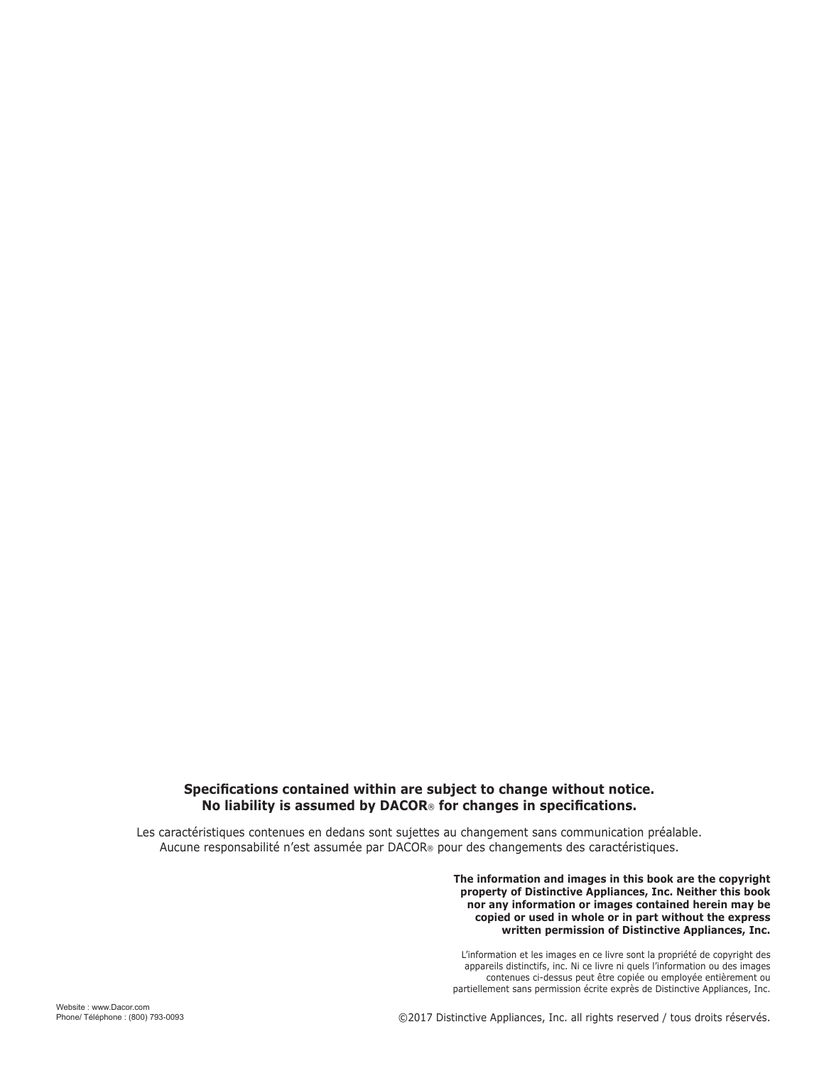**Specifications contained within are subject to change without notice.**
**No liability is assumed by DACOR® for changes in specifications.**

Les caractéristiques contenues en dedans sont sujettes au changement sans communication préalable.
Aucune responsabilité n'est assumée par DACOR® pour des changements des caractéristiques.

**The information and images in this book are the copyright property of Distinctive Appliances, Inc. Neither this book nor any information or images contained herein may be copied or used in whole or in part without the express written permission of Distinctive Appliances, Inc.**

L'information et les images en ce livre sont la propriété de copyright des appareils distinctifs, inc. Ni ce livre ni quels l'information ou des images contenues ci-dessus peut être copiée ou employée entièrement ou partiellement sans permission écrite exprès de Distinctive Appliances, Inc.

Website : www.Dacor.com
Phone/ Téléphone : (800) 793-0093

©2017 Distinctive Appliances, Inc. all rights reserved / tous droits réservés.